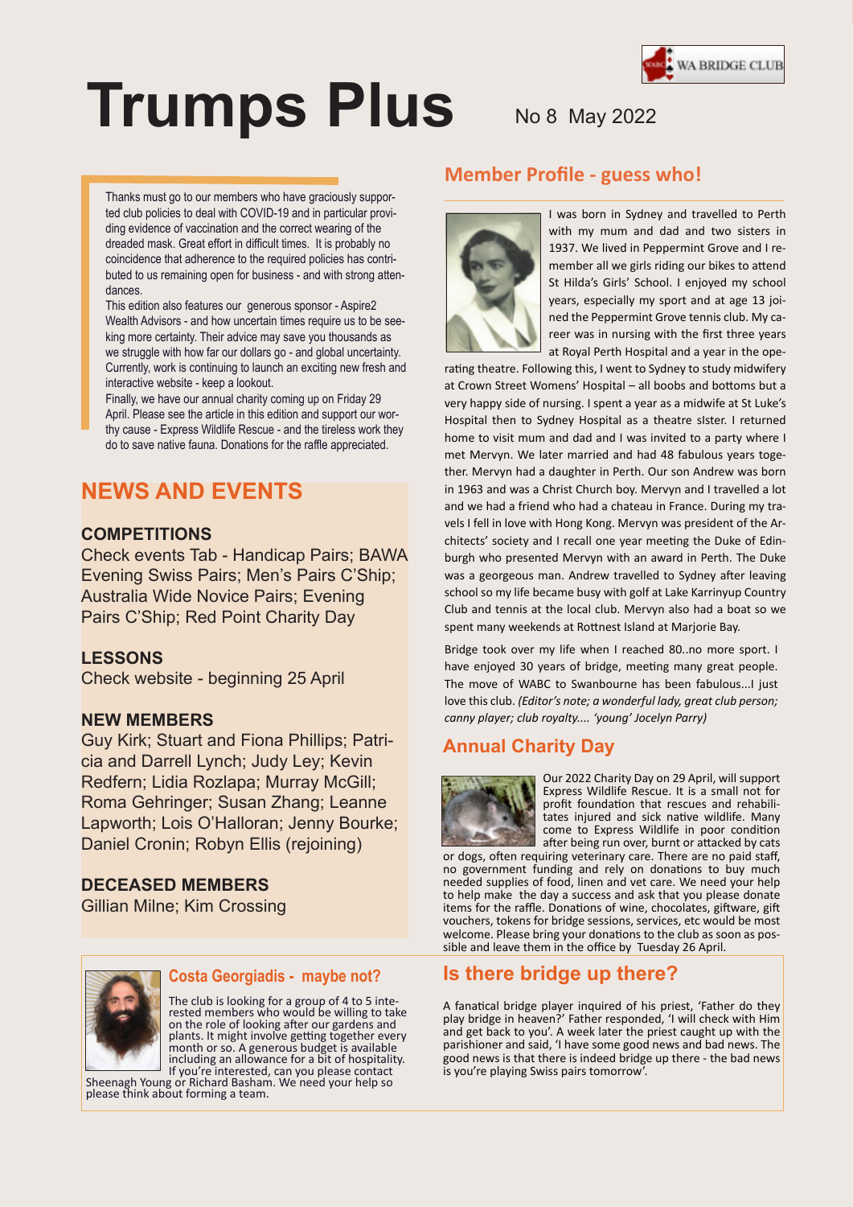# Trumps Plus

No 8 May 2022

WA BRIDGE CLUB

Thanks must go to our members who have graciously supported club policies to deal with COVID-19 and in particular providing evidence of vaccination and the correct wearing of the dreaded mask. Great effort in difficult times. It is probably no coincidence that adherence to the required policies has contributed to us remaining open for business - and with strong attendances.

This edition also features our generous sponsor - Aspire2 Wealth Advisors - and how uncertain times require us to be seeking more certainty. Their advice may save you thousands as we struggle with how far our dollars go - and global uncertainty. Currently, work is continuing to launch an exciting new fresh and interactive website - keep a lookout.

Finally, we have our annual charity coming up on Friday 29 April. Please see the article in this edition and support our worthy cause - Express Wildlife Rescue - and the tireless work they do to save native fauna. Donations for the raffle appreciated.

## NEWS AND EVENTS

### COMPETITIONS

Check events Tab - Handicap Pairs; BAWA Evening Swiss Pairs; Men's Pairs C'Ship; Australia Wide Novice Pairs; Evening Pairs C'Ship; Red Point Charity Day

### LESSONS

Check website - beginning 25 April

### NEW MEMBERS

Guy Kirk; Stuart and Fiona Phillips; Patricia and Darrell Lynch; Judy Ley; Kevin Redfern; Lidia Rozlapa; Murray McGill; Roma Gehringer; Susan Zhang; Leanne Lapworth; Lois O'Halloran; Jenny Bourke; Daniel Cronin; Robyn Ellis (rejoining)

### DECEASED MEMBERS

Gillian Milne; Kim Crossing

## Costa Georgiadis - maybe not?

The club is looking for a group of 4 to 5 interested members who would be willing to take on the role of looking after our gardens and plants. It might involve getting together every month or so. A generous budget is available including an allowance for a bit of hospitality. If you're interested, can you please contact Sheenagh Young or Richard Basham. We need your help so please think about forming a team.

## Member Profile - guess who!

I was born in Sydney and travelled to Perth with my mum and dad and two sisters in 1937. We lived in Peppermint Grove and I remember all we girls riding our bikes to attend St Hilda's Girls' School. I enjoyed my school years, especially my sport and at age 13 joined the Peppermint Grove tennis club. My career was in nursing with the first three years at Royal Perth Hospital and a year in the operating theatre. Following this, I went to Sydney to study midwifery at Crown Street Womens' Hospital – all boobs and bottoms but a very happy side of nursing. I spent a year as a midwife at St Luke's Hospital then to Sydney Hospital as a theatre sIster. I returned home to visit mum and dad and I was invited to a party where I met Mervyn. We later married and had 48 fabulous years together. Mervyn had a daughter in Perth. Our son Andrew was born in 1963 and was a Christ Church boy. Mervyn and I travelled a lot and we had a friend who had a chateau in France. During my travels I fell in love with Hong Kong. Mervyn was president of the Architects' society and I recall one year meeting the Duke of Edinburgh who presented Mervyn with an award in Perth. The Duke was a georgeous man. Andrew travelled to Sydney after leaving school so my life became busy with golf at Lake Karrinyup Country Club and tennis at the local club. Mervyn also had a boat so we spent many weekends at Rottnest Island at Marjorie Bay.

Bridge took over my life when I reached 80..no more sport. I have enjoyed 30 years of bridge, meeting many great people. The move of WABC to Swanbourne has been fabulous...I just love this club. *(Editor's note; a wonderful lady, great club person; canny player; club royalty.... 'young' Jocelyn Parry)*

## Annual Charity Day

Our 2022 Charity Day on 29 April, will support Express Wildlife Rescue. It is a small not for profit foundation that rescues and rehabilitates injured and sick native wildlife. Many come to Express Wildlife in poor condition after being run over, burnt or attacked by cats or dogs, often requiring veterinary care. There are no paid staff, no government funding and rely on donations to buy much needed supplies of food, linen and vet care. We need your help to help make the day a success and ask that you please donate items for the raffle. Donations of wine, chocolates, giftware, gift vouchers, tokens for bridge sessions, services, etc would be most welcome. Please bring your donations to the club as soon as possible and leave them in the office by Tuesday 26 April.

## Is there bridge up there?

A fanatical bridge player inquired of his priest, 'Father do they play bridge in heaven?' Father responded, 'I will check with Him and get back to you'. A week later the priest caught up with the parishioner and said, 'I have some good news and bad news. The good news is that there is indeed bridge up there - the bad news is you're playing Swiss pairs tomorrow'.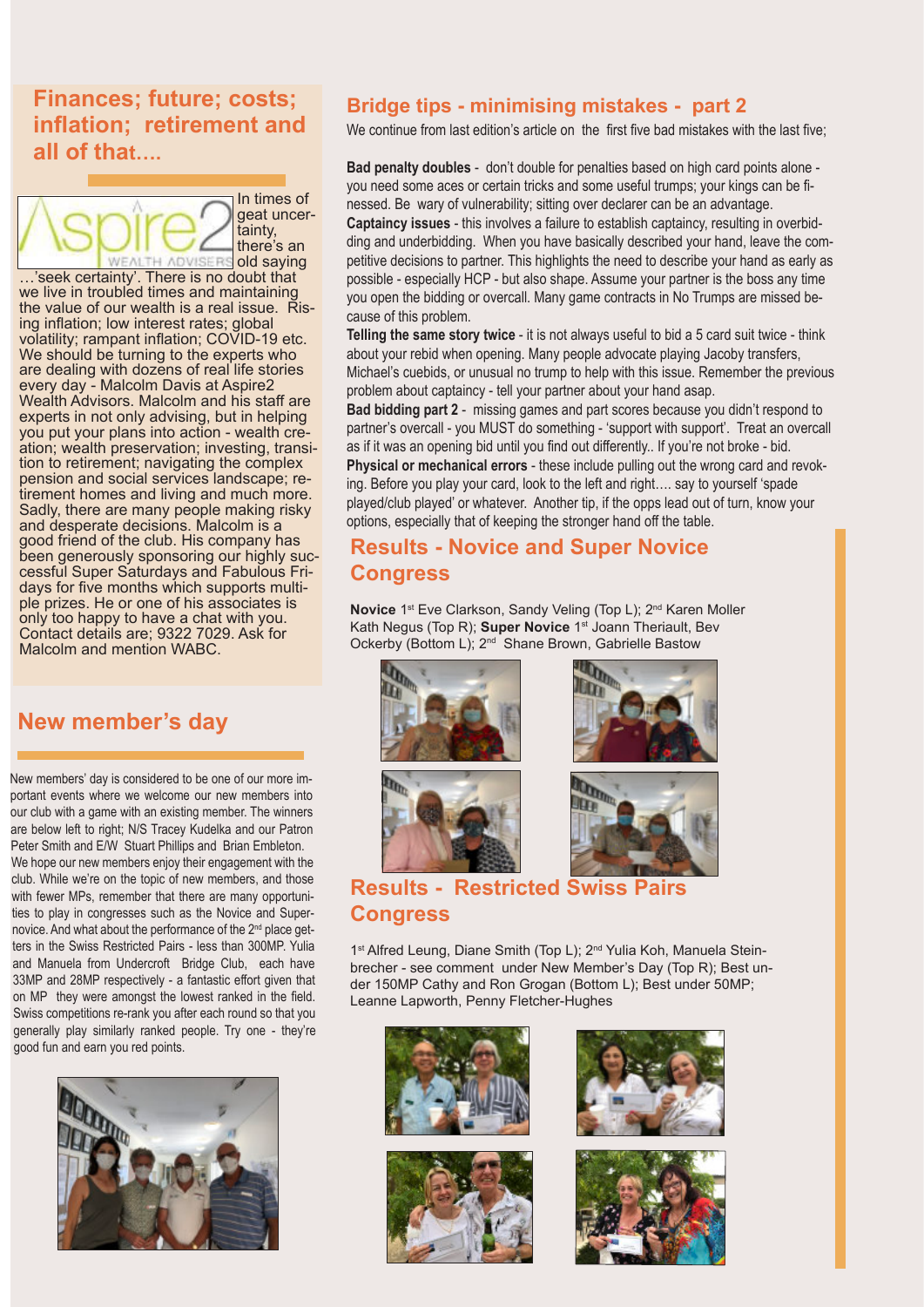## Finances; future; costs; inflation; retirement and all of that....

In times of geat uncertainty, there's an old saying …'seek certainty'. There is no doubt that we live in troubled times and maintaining the value of our wealth is a real issue. Rising inflation; low interest rates; global volatility; rampant inflation; COVID-19 etc. We should be turning to the experts who are dealing with dozens of real life stories every day - Malcolm Davis at Aspire2 Wealth Advisors. Malcolm and his staff are experts in not only advising, but in helping you put your plans into action - wealth creation; wealth preservation; investing, transition to retirement; navigating the complex pension and social services landscape; retirement homes and living and much more. Sadly, there are many people making risky and desperate decisions. Malcolm is a good friend of the club. His company has been generously sponsoring our highly successful Super Saturdays and Fabulous Fridays for five months which supports multiple prizes. He or one of his associates is only too happy to have a chat with you. Contact details are; 9322 7029. Ask for Malcolm and mention WABC.

## New member's day

New members' day is considered to be one of our more important events where we welcome our new members into our club with a game with an existing member. The winners are below left to right; N/S Tracey Kudelka and our Patron Peter Smith and E/W Stuart Phillips and Brian Embleton. We hope our new members enjoy their engagement with the club. While we're on the topic of new members, and those with fewer MPs, remember that there are many opportunities to play in congresses such as the Novice and Supernovice. And what about the performance of the 2nd place getters in the Swiss Restricted Pairs - less than 300MP. Yulia and Manuela from Undercroft Bridge Club, each have 33MP and 28MP respectively - a fantastic effort given that on MP they were amongst the lowest ranked in the field. Swiss competitions re-rank you after each round so that you generally play similarly ranked people. Try one - they're good fun and earn you red points.

## Bridge tips - minimising mistakes - part 2

We continue from last edition's article on the first five bad mistakes with the last five;

**Bad penalty doubles** - don't double for penalties based on high card points alone - you need some aces or certain tricks and some useful trumps; your kings can be finessed. Be wary of vulnerability; sitting over declarer can be an advantage.

**Captaincy issues** - this involves a failure to establish captaincy, resulting in overbidding and underbidding. When you have basically described your hand, leave the competitive decisions to partner. This highlights the need to describe your hand as early as possible - especially HCP - but also shape. Assume your partner is the boss any time you open the bidding or overcall. Many game contracts in No Trumps are missed because of this problem.

**Telling the same story twice** - it is not always useful to bid a 5 card suit twice - think about your rebid when opening. Many people advocate playing Jacoby transfers, Michael's cuebids, or unusual no trump to help with this issue. Remember the previous problem about captaincy - tell your partner about your hand asap.

**Bad bidding part 2** - missing games and part scores because you didn't respond to partner's overcall - you MUST do something - 'support with support'. Treat an overcall as if it was an opening bid until you find out differently.. If you're not broke - bid.

**Physical or mechanical errors** - these include pulling out the wrong card and revoking. Before you play your card, look to the left and right…. say to yourself 'spade played/club played' or whatever. Another tip, if the opps lead out of turn, know your options, especially that of keeping the stronger hand off the table.

## Results - Novice and Super Novice Congress

**Novice** 1st Eve Clarkson, Sandy Veling (Top L); 2nd Karen Moller Kath Negus (Top R); **Super Novice** 1st Joann Theriault, Bev Ockerby (Bottom L); 2nd Shane Brown, Gabrielle Bastow

## Results - Restricted Swiss Pairs Congress

1st Alfred Leung, Diane Smith (Top L); 2nd Yulia Koh, Manuela Steinbrecher - see comment under New Member's Day (Top R); Best under 150MP Cathy and Ron Grogan (Bottom L); Best under 50MP; Leanne Lapworth, Penny Fletcher-Hughes